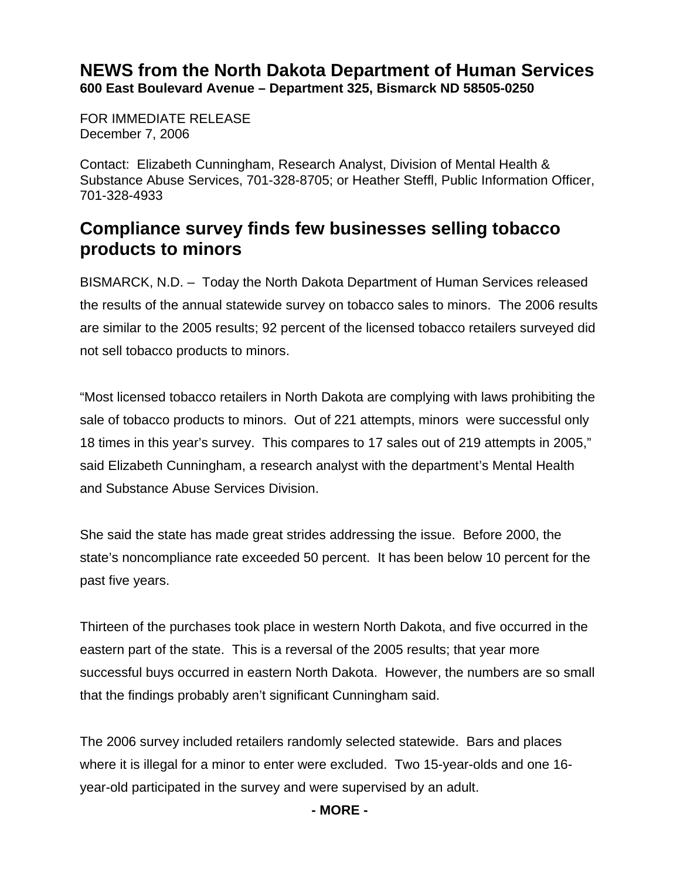# NEWS from the North Dakota Department of Human Services

**600 East Boulevard Avenue – Department 325, Bismarck ND 58505-0250**

FOR IMMEDIATE RELEASE
December 7, 2006

Contact: Elizabeth Cunningham, Research Analyst, Division of Mental Health & Substance Abuse Services, 701-328-8705; or Heather Steffl, Public Information Officer, 701-328-4933

## Compliance survey finds few businesses selling tobacco products to minors

BISMARCK, N.D. – Today the North Dakota Department of Human Services released the results of the annual statewide survey on tobacco sales to minors. The 2006 results are similar to the 2005 results; 92 percent of the licensed tobacco retailers surveyed did not sell tobacco products to minors.

"Most licensed tobacco retailers in North Dakota are complying with laws prohibiting the sale of tobacco products to minors. Out of 221 attempts, minors were successful only 18 times in this year's survey. This compares to 17 sales out of 219 attempts in 2005," said Elizabeth Cunningham, a research analyst with the department's Mental Health and Substance Abuse Services Division.

She said the state has made great strides addressing the issue. Before 2000, the state's noncompliance rate exceeded 50 percent. It has been below 10 percent for the past five years.

Thirteen of the purchases took place in western North Dakota, and five occurred in the eastern part of the state. This is a reversal of the 2005 results; that year more successful buys occurred in eastern North Dakota. However, the numbers are so small that the findings probably aren't significant Cunningham said.

The 2006 survey included retailers randomly selected statewide. Bars and places where it is illegal for a minor to enter were excluded. Two 15-year-olds and one 16-year-old participated in the survey and were supervised by an adult.

**- MORE -**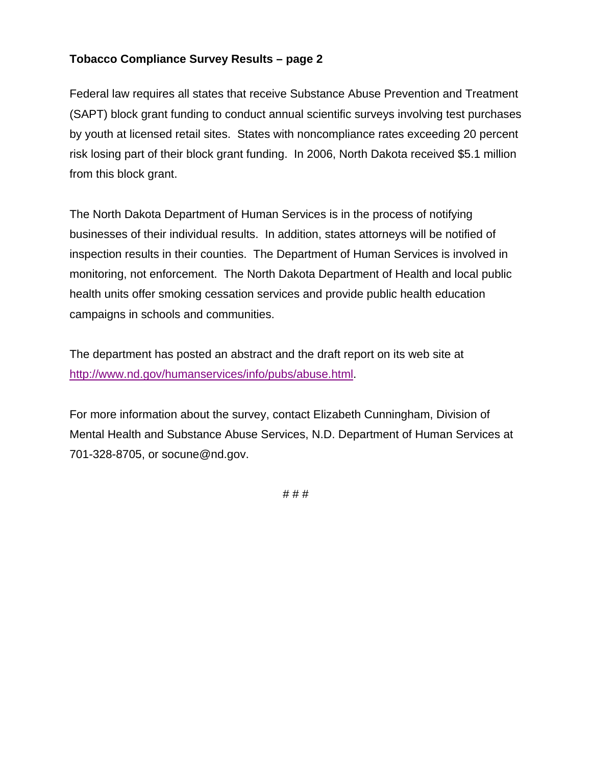**Tobacco Compliance Survey Results – page 2**

Federal law requires all states that receive Substance Abuse Prevention and Treatment (SAPT) block grant funding to conduct annual scientific surveys involving test purchases by youth at licensed retail sites. States with noncompliance rates exceeding 20 percent risk losing part of their block grant funding. In 2006, North Dakota received $5.1 million from this block grant.

The North Dakota Department of Human Services is in the process of notifying businesses of their individual results. In addition, states attorneys will be notified of inspection results in their counties. The Department of Human Services is involved in monitoring, not enforcement. The North Dakota Department of Health and local public health units offer smoking cessation services and provide public health education campaigns in schools and communities.

The department has posted an abstract and the draft report on its web site at [http://www.nd.gov/humanservices/info/pubs/abuse.html](http://www.nd.gov/humanservices/info/pubs/abuse.html).

For more information about the survey, contact Elizabeth Cunningham, Division of Mental Health and Substance Abuse Services, N.D. Department of Human Services at 701-328-8705, or socune@nd.gov.

# # #